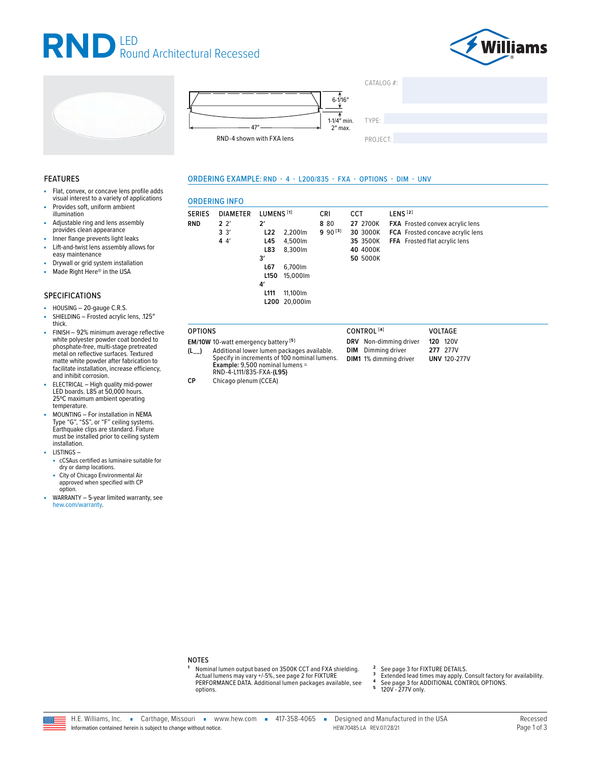# RND LED Round Architectural Recessed

6-1/16"

1-1/4" min. 2" max.

47"

RND-4 shown with FXA lens

CATALOG #:

TYPE:

PROJECT:

## FEATURES

- Flat, convex, or concave lens profile adds visual interest to a variety of applications
- Provides soft, uniform ambient illumination
- Adjustable ring and lens assembly provides clean appearance
- Inner flange prevents light leaks
- Lift-and-twist lens assembly allows for easy maintenance
- Drywall or grid system installation
- Made Right Here® in the USA

## SPECIFICATIONS

- HOUSING – 20-gauge C.R.S.
- SHIELDING – Frosted acrylic lens, .125" thick.
- FINISH – 92% minimum average reflective white polyester powder coat bonded to phosphate-free, multi-stage pretreated metal on reflective surfaces. Textured matte white powder after fabrication to facilitate installation, increase efficiency, and inhibit corrosion.
- ELECTRICAL – High quality mid-power LED boards. L85 at 50,000 hours. 25°C maximum ambient operating temperature.
- MOUNTING – For installation in NEMA Type "G", "SS", or "F" ceiling systems. Earthquake clips are standard. Fixture must be installed prior to ceiling system installation.
- LISTINGS –
  - cCSAus certified as luminaire suitable for dry or damp locations.
  - City of Chicago Environmental Air approved when specified with CP option.
- WARRANTY – 5-year limited warranty, see hew.com/warranty.

## ORDERING EXAMPLE: RND - 4 - L200/835 - FXA - OPTIONS - DIM - UNV

## ORDERING INFO

| SERIES | DIAMETER | LUMENS [1] | CRI | CCT | LENS [2] |
|---|---|---|---|---|---|
| **RND** | **2** 2' | **2'** | **8** 80 | **27** 2700K | **FXA** Frosted convex acrylic lens |
| | **3** 3' | **L22** 2,200lm | **9** 90 [3] | **30** 3000K | **FCA** Frosted concave acrylic lens |
| | **4** 4' | **L45** 4,500lm | | **35** 3500K | **FFA** Frosted flat acrylic lens |
| | | **L83** 8,300lm | | **40** 4000K | |
| | | **3'** | | **50** 5000K | |
| | | **L67** 6,700lm | | | |
| | | **L150** 15,000lm | | | |
| | | **4'** | | | |
| | | **L111** 11,100lm | | | |
| | | **L200** 20,000lm | | | |

| OPTIONS | | CONTROL [4] | VOLTAGE |
|---|---|---|---|
| **EM/10W** | 10-watt emergency battery [5] | **DRV** Non-dimming driver | **120** 120V |
| **(L__)** | Additional lower lumen packages available. Specify in increments of 100 nominal lumens. **Example:** 9,500 nominal lumens = RND-4-L111/835-FXA-**(L95)** | **DIM** Dimming driver | **277** 277V |
| **CP** | Chicago plenum (CCEA) | **DIM1** 1% dimming driver | **UNV** 120-277V |

## NOTES

1. Nominal lumen output based on 3500K CCT and FXA shielding. Actual lumens may vary +/-5%, see page 2 for FIXTURE PERFORMANCE DATA. Additional lumen packages available, see options.
2. See page 3 for FIXTURE DETAILS.
3. Extended lead times may apply. Consult factory for availability.
4. See page 3 for ADDITIONAL CONTROL OPTIONS.
5. 120V - 277V only.

H.E. Williams, Inc. ▪ Carthage, Missouri ▪ www.hew.com ▪ 417-358-4065 ▪ Designed and Manufactured in the USA

Information contained herein is subject to change without notice. HEW.70485.LA REV.07/28/21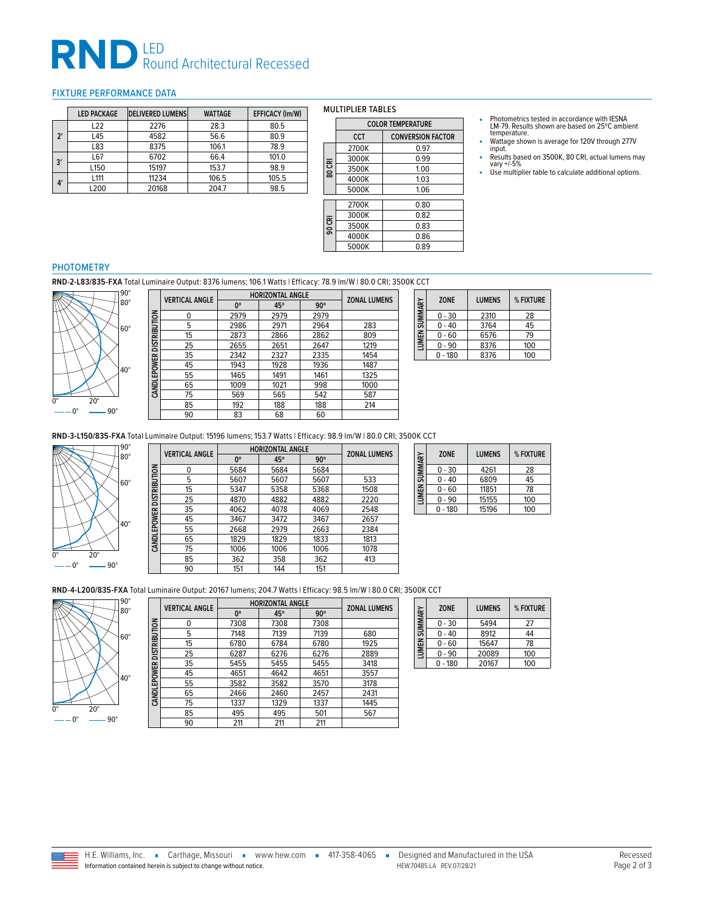# RND LED Round Architectural Recessed

## FIXTURE PERFORMANCE DATA

| | LED PACKAGE | DELIVERED LUMENS | WATTAGE | EFFICACY (lm/W) |
|---|---|---|---|---|
| 2′ | L22 | 2276 | 28.3 | 80.5 |
| | L45 | 4582 | 56.6 | 80.9 |
| | L83 | 8375 | 106.1 | 78.9 |
| 3′ | L67 | 6702 | 66.4 | 101.0 |
| | L150 | 15197 | 153.7 | 98.9 |
| 4′ | L111 | 11234 | 106.5 | 105.5 |
| | L200 | 20168 | 204.7 | 98.5 |

### MULTIPLIER TABLES

| | COLOR TEMPERATURE | |
|---|---|---|
| | CCT | CONVERSION FACTOR |
| 80 CRI | 2700K | 0.97 |
| | 3000K | 0.99 |
| | 3500K | 1.00 |
| | 4000K | 1.03 |
| | 5000K | 1.06 |
| 90 CRI | 2700K | 0.80 |
| | 3000K | 0.82 |
| | 3500K | 0.83 |
| | 4000K | 0.86 |
| | 5000K | 0.89 |

- Photometrics tested in accordance with IESNA LM-79. Results shown are based on 25ºC ambient temperature.
- Wattage shown is average for 120V through 277V input.
- Results based on 3500K, 80 CRI, actual lumens may vary +/-5%
- Use multiplier table to calculate additional options.

## PHOTOMETRY

**RND-2-L83/835-FXA** Total Luminaire Output: 8376 lumens; 106.1 Watts | Efficacy: 78.9 lm/W | 80.0 CRI; 3500K CCT

| CANDLEPOWER DISTRIBUTION | | | | |
|---|---|---|---|---|
| VERTICAL ANGLE | HORIZONTAL ANGLE | | | ZONAL LUMENS |
| | 0° | 45° | 90° | |
| 0 | 2979 | 2979 | 2979 | |
| 5 | 2986 | 2971 | 2964 | 283 |
| 15 | 2873 | 2866 | 2862 | 809 |
| 25 | 2655 | 2651 | 2647 | 1219 |
| 35 | 2342 | 2327 | 2335 | 1454 |
| 45 | 1943 | 1928 | 1936 | 1487 |
| 55 | 1465 | 1491 | 1461 | 1325 |
| 65 | 1009 | 1021 | 998 | 1000 |
| 75 | 569 | 565 | 542 | 587 |
| 85 | 192 | 188 | 188 | 214 |
| 90 | 83 | 68 | 60 | |

LUMEN SUMMARY

| ZONE | LUMENS | % FIXTURE |
|---|---|---|
| 0 - 30 | 2310 | 28 |
| 0 - 40 | 3764 | 45 |
| 0 - 60 | 6576 | 79 |
| 0 - 90 | 8376 | 100 |
| 0 - 180 | 8376 | 100 |

**RND-3-L150/835-FXA** Total Luminaire Output: 15196 lumens; 153.7 Watts | Efficacy: 98.9 lm/W | 80.0 CRI; 3500K CCT

| CANDLEPOWER DISTRIBUTION | | | | |
|---|---|---|---|---|
| VERTICAL ANGLE | HORIZONTAL ANGLE | | | ZONAL LUMENS |
| | 0° | 45° | 90° | |
| 0 | 5684 | 5684 | 5684 | |
| 5 | 5607 | 5607 | 5607 | 533 |
| 15 | 5347 | 5358 | 5368 | 1508 |
| 25 | 4870 | 4882 | 4882 | 2220 |
| 35 | 4062 | 4078 | 4069 | 2548 |
| 45 | 3467 | 3472 | 3467 | 2657 |
| 55 | 2668 | 2979 | 2663 | 2384 |
| 65 | 1829 | 1829 | 1833 | 1813 |
| 75 | 1006 | 1006 | 1006 | 1078 |
| 85 | 362 | 358 | 362 | 413 |
| 90 | 151 | 144 | 151 | |

LUMEN SUMMARY

| ZONE | LUMENS | % FIXTURE |
|---|---|---|
| 0 - 30 | 4261 | 28 |
| 0 - 40 | 6809 | 45 |
| 0 - 60 | 11851 | 78 |
| 0 - 90 | 15155 | 100 |
| 0 - 180 | 15196 | 100 |

**RND-4-L200/835-FXA** Total Luminaire Output: 20167 lumens; 204.7 Watts | Efficacy: 98.5 lm/W | 80.0 CRI; 3500K CCT

| CANDLEPOWER DISTRIBUTION | | | | |
|---|---|---|---|---|
| VERTICAL ANGLE | HORIZONTAL ANGLE | | | ZONAL LUMENS |
| | 0° | 45° | 90° | |
| 0 | 7308 | 7308 | 7308 | |
| 5 | 7148 | 7139 | 7139 | 680 |
| 15 | 6780 | 6784 | 6780 | 1925 |
| 25 | 6287 | 6276 | 6276 | 2889 |
| 35 | 5455 | 5455 | 5455 | 3418 |
| 45 | 4651 | 4642 | 4651 | 3557 |
| 55 | 3582 | 3582 | 3570 | 3178 |
| 65 | 2466 | 2460 | 2457 | 2431 |
| 75 | 1337 | 1329 | 1337 | 1445 |
| 85 | 495 | 495 | 501 | 567 |
| 90 | 211 | 211 | 211 | |

LUMEN SUMMARY

| ZONE | LUMENS | % FIXTURE |
|---|---|---|
| 0 - 30 | 5494 | 27 |
| 0 - 40 | 8912 | 44 |
| 0 - 60 | 15647 | 78 |
| 0 - 90 | 20089 | 100 |
| 0 - 180 | 20167 | 100 |

H.E. Williams, Inc. ▪ Carthage, Missouri ▪ www.hew.com ▪ 417-358-4065 ▪ Designed and Manufactured in the USA

Information contained herein is subject to change without notice. HEW.70485.LA REV.07/28/21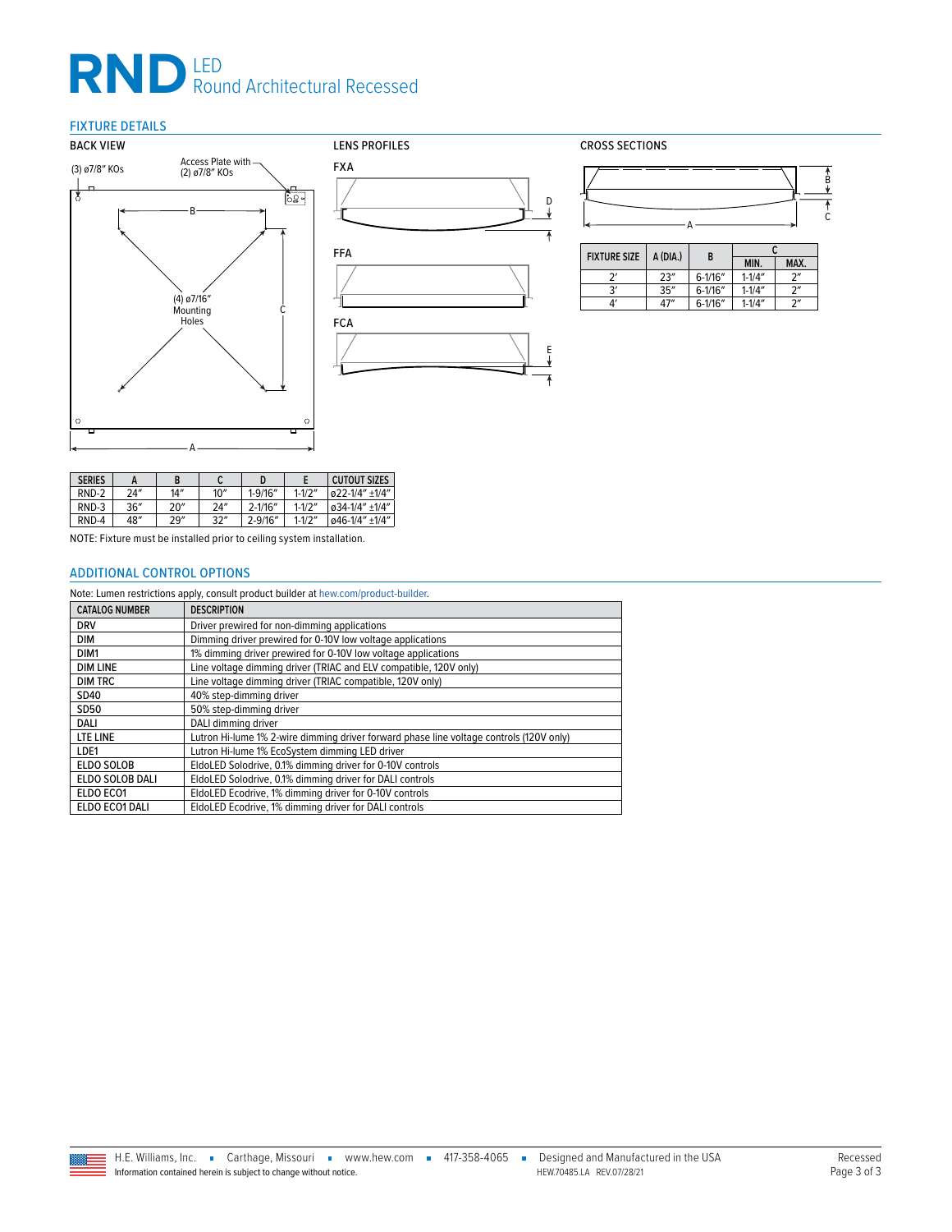# RND LED Round Architectural Recessed

## FIXTURE DETAILS

### BACK VIEW

(3) ø7/8″ KOs

Access Plate with (2) ø7/8″ KOs

B

(4) ø7/16″ Mounting Holes

C

A

### LENS PROFILES

FXA

D

FFA

FCA

E

### CROSS SECTIONS

B

C

A

| FIXTURE SIZE | A (DIA.) | B | C | |
|---|---|---|---|---|
| | | | MIN. | MAX. |
| 2′ | 23″ | 6-1/16″ | 1-1/4″ | 2″ |
| 3′ | 35″ | 6-1/16″ | 1-1/4″ | 2″ |
| 4′ | 47″ | 6-1/16″ | 1-1/4″ | 2″ |

| SERIES | A | B | C | D | E | CUTOUT SIZES |
|---|---|---|---|---|---|---|
| RND-2 | 24″ | 14″ | 10″ | 1-9/16″ | 1-1/2″ | ø22-1/4″ ±1/4″ |
| RND-3 | 36″ | 20″ | 24″ | 2-1/16″ | 1-1/2″ | ø34-1/4″ ±1/4″ |
| RND-4 | 48″ | 29″ | 32″ | 2-9/16″ | 1-1/2″ | ø46-1/4″ ±1/4″ |

NOTE: Fixture must be installed prior to ceiling system installation.

## ADDITIONAL CONTROL OPTIONS

Note: Lumen restrictions apply, consult product builder at hew.com/product-builder.

| CATALOG NUMBER | DESCRIPTION |
|---|---|
| DRV | Driver prewired for non-dimming applications |
| DIM | Dimming driver prewired for 0-10V low voltage applications |
| DIM1 | 1% dimming driver prewired for 0-10V low voltage applications |
| DIM LINE | Line voltage dimming driver (TRIAC and ELV compatible, 120V only) |
| DIM TRC | Line voltage dimming driver (TRIAC compatible, 120V only) |
| SD40 | 40% step-dimming driver |
| SD50 | 50% step-dimming driver |
| DALI | DALI dimming driver |
| LTE LINE | Lutron Hi-lume 1% 2-wire dimming driver forward phase line voltage controls (120V only) |
| LDE1 | Lutron Hi-lume 1% EcoSystem dimming LED driver |
| ELDO SOLOB | EldoLED Solodrive, 0.1% dimming driver for 0-10V controls |
| ELDO SOLOB DALI | EldoLED Solodrive, 0.1% dimming driver for DALI controls |
| ELDO ECO1 | EldoLED Ecodrive, 1% dimming driver for 0-10V controls |
| ELDO ECO1 DALI | EldoLED Ecodrive, 1% dimming driver for DALI controls |

H.E. Williams, Inc. ▪ Carthage, Missouri ▪ www.hew.com ▪ 417-358-4065 ▪ Designed and Manufactured in the USA

Information contained herein is subject to change without notice.

HEW.70485.LA REV.07/28/21